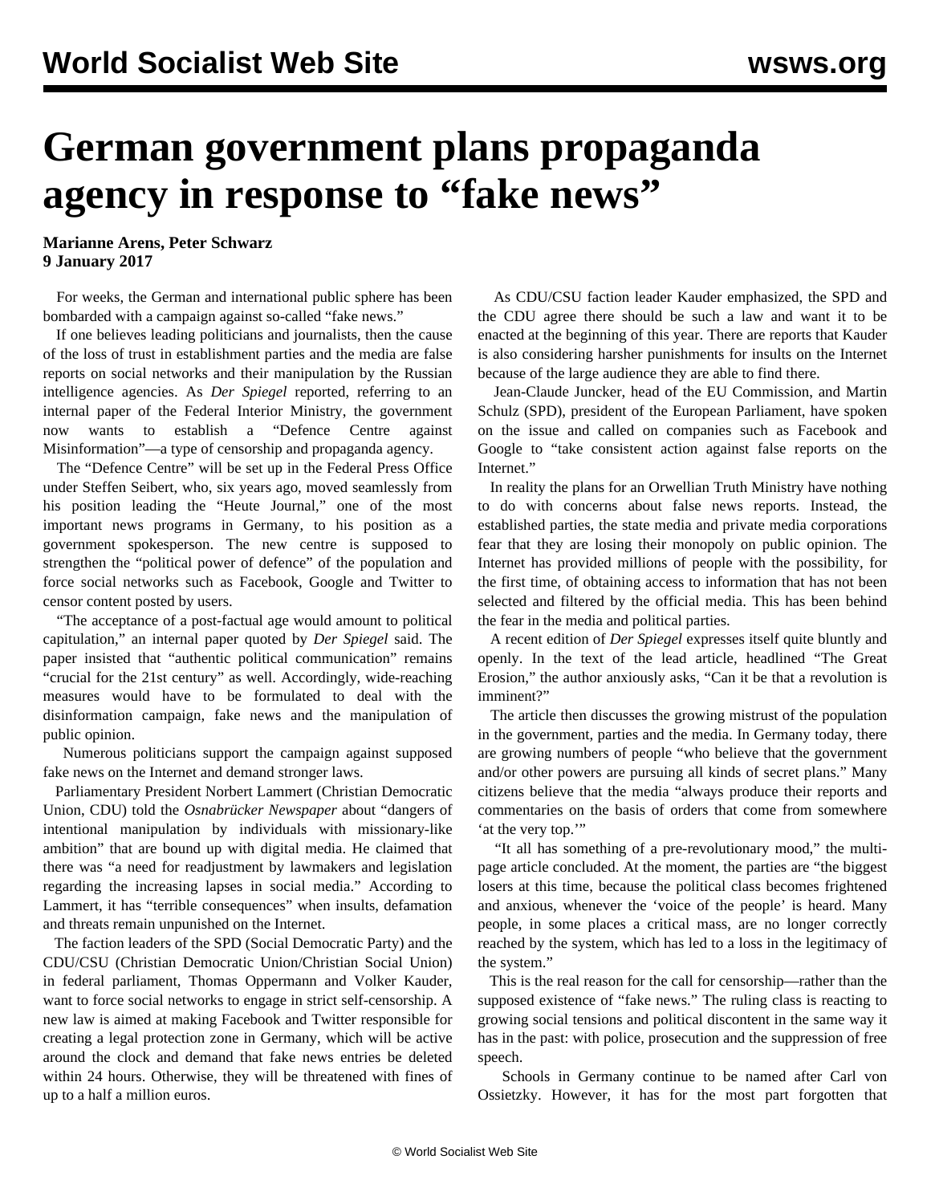# German government plans propaganda agency in response to "fake news"

**Marianne Arens, Peter Schwarz**
**9 January 2017**

For weeks, the German and international public sphere has been bombarded with a campaign against so-called "fake news."

If one believes leading politicians and journalists, then the cause of the loss of trust in establishment parties and the media are false reports on social networks and their manipulation by the Russian intelligence agencies. As *Der Spiegel* reported, referring to an internal paper of the Federal Interior Ministry, the government now wants to establish a "Defence Centre against Misinformation"—a type of censorship and propaganda agency.

The "Defence Centre" will be set up in the Federal Press Office under Steffen Seibert, who, six years ago, moved seamlessly from his position leading the "Heute Journal," one of the most important news programs in Germany, to his position as a government spokesperson. The new centre is supposed to strengthen the "political power of defence" of the population and force social networks such as Facebook, Google and Twitter to censor content posted by users.

"The acceptance of a post-factual age would amount to political capitulation," an internal paper quoted by *Der Spiegel* said. The paper insisted that "authentic political communication" remains "crucial for the 21st century" as well. Accordingly, wide-reaching measures would have to be formulated to deal with the disinformation campaign, fake news and the manipulation of public opinion.

Numerous politicians support the campaign against supposed fake news on the Internet and demand stronger laws.

Parliamentary President Norbert Lammert (Christian Democratic Union, CDU) told the *Osnabrücker Newspaper* about "dangers of intentional manipulation by individuals with missionary-like ambition" that are bound up with digital media. He claimed that there was "a need for readjustment by lawmakers and legislation regarding the increasing lapses in social media." According to Lammert, it has "terrible consequences" when insults, defamation and threats remain unpunished on the Internet.

The faction leaders of the SPD (Social Democratic Party) and the CDU/CSU (Christian Democratic Union/Christian Social Union) in federal parliament, Thomas Oppermann and Volker Kauder, want to force social networks to engage in strict self-censorship. A new law is aimed at making Facebook and Twitter responsible for creating a legal protection zone in Germany, which will be active around the clock and demand that fake news entries be deleted within 24 hours. Otherwise, they will be threatened with fines of up to a half a million euros.

As CDU/CSU faction leader Kauder emphasized, the SPD and the CDU agree there should be such a law and want it to be enacted at the beginning of this year. There are reports that Kauder is also considering harsher punishments for insults on the Internet because of the large audience they are able to find there.

Jean-Claude Juncker, head of the EU Commission, and Martin Schulz (SPD), president of the European Parliament, have spoken on the issue and called on companies such as Facebook and Google to "take consistent action against false reports on the Internet."

In reality the plans for an Orwellian Truth Ministry have nothing to do with concerns about false news reports. Instead, the established parties, the state media and private media corporations fear that they are losing their monopoly on public opinion. The Internet has provided millions of people with the possibility, for the first time, of obtaining access to information that has not been selected and filtered by the official media. This has been behind the fear in the media and political parties.

A recent edition of *Der Spiegel* expresses itself quite bluntly and openly. In the text of the lead article, headlined "The Great Erosion," the author anxiously asks, "Can it be that a revolution is imminent?"

The article then discusses the growing mistrust of the population in the government, parties and the media. In Germany today, there are growing numbers of people "who believe that the government and/or other powers are pursuing all kinds of secret plans." Many citizens believe that the media "always produce their reports and commentaries on the basis of orders that come from somewhere 'at the very top.'"

"It all has something of a pre-revolutionary mood," the multi-page article concluded. At the moment, the parties are "the biggest losers at this time, because the political class becomes frightened and anxious, whenever the 'voice of the people' is heard. Many people, in some places a critical mass, are no longer correctly reached by the system, which has led to a loss in the legitimacy of the system."

This is the real reason for the call for censorship—rather than the supposed existence of "fake news." The ruling class is reacting to growing social tensions and political discontent in the same way it has in the past: with police, prosecution and the suppression of free speech.

Schools in Germany continue to be named after Carl von Ossietzky. However, it has for the most part forgotten that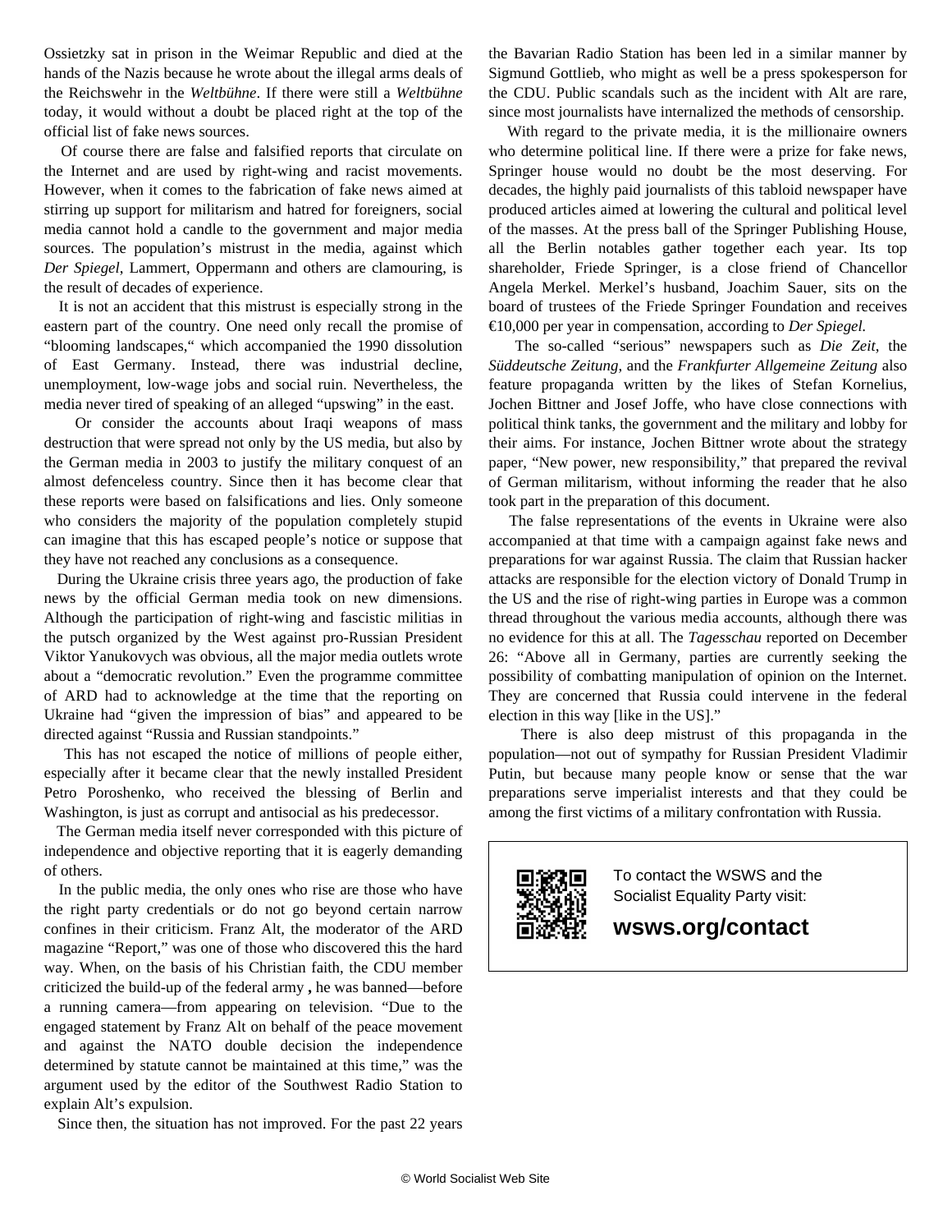Ossietzky sat in prison in the Weimar Republic and died at the hands of the Nazis because he wrote about the illegal arms deals of the Reichswehr in the *Weltbühne*. If there were still a *Weltbühne* today, it would without a doubt be placed right at the top of the official list of fake news sources.

Of course there are false and falsified reports that circulate on the Internet and are used by right-wing and racist movements. However, when it comes to the fabrication of fake news aimed at stirring up support for militarism and hatred for foreigners, social media cannot hold a candle to the government and major media sources. The population's mistrust in the media, against which *Der Spiegel*, Lammert, Oppermann and others are clamouring, is the result of decades of experience.

It is not an accident that this mistrust is especially strong in the eastern part of the country. One need only recall the promise of "blooming landscapes," which accompanied the 1990 dissolution of East Germany. Instead, there was industrial decline, unemployment, low-wage jobs and social ruin. Nevertheless, the media never tired of speaking of an alleged "upswing" in the east.

Or consider the accounts about Iraqi weapons of mass destruction that were spread not only by the US media, but also by the German media in 2003 to justify the military conquest of an almost defenceless country. Since then it has become clear that these reports were based on falsifications and lies. Only someone who considers the majority of the population completely stupid can imagine that this has escaped people's notice or suppose that they have not reached any conclusions as a consequence.

During the Ukraine crisis three years ago, the production of fake news by the official German media took on new dimensions. Although the participation of right-wing and fascistic militias in the putsch organized by the West against pro-Russian President Viktor Yanukovych was obvious, all the major media outlets wrote about a "democratic revolution." Even the programme committee of ARD had to acknowledge at the time that the reporting on Ukraine had "given the impression of bias" and appeared to be directed against "Russia and Russian standpoints."

This has not escaped the notice of millions of people either, especially after it became clear that the newly installed President Petro Poroshenko, who received the blessing of Berlin and Washington, is just as corrupt and antisocial as his predecessor.

The German media itself never corresponded with this picture of independence and objective reporting that it is eagerly demanding of others.

In the public media, the only ones who rise are those who have the right party credentials or do not go beyond certain narrow confines in their criticism. Franz Alt, the moderator of the ARD magazine "Report," was one of those who discovered this the hard way. When, on the basis of his Christian faith, the CDU member criticized the build-up of the federal army **,** he was banned—before a running camera—from appearing on television. "Due to the engaged statement by Franz Alt on behalf of the peace movement and against the NATO double decision the independence determined by statute cannot be maintained at this time," was the argument used by the editor of the Southwest Radio Station to explain Alt's expulsion.

Since then, the situation has not improved. For the past 22 years the Bavarian Radio Station has been led in a similar manner by Sigmund Gottlieb, who might as well be a press spokesperson for the CDU. Public scandals such as the incident with Alt are rare, since most journalists have internalized the methods of censorship.

With regard to the private media, it is the millionaire owners who determine political line. If there were a prize for fake news, Springer house would no doubt be the most deserving. For decades, the highly paid journalists of this tabloid newspaper have produced articles aimed at lowering the cultural and political level of the masses. At the press ball of the Springer Publishing House, all the Berlin notables gather together each year. Its top shareholder, Friede Springer, is a close friend of Chancellor Angela Merkel. Merkel's husband, Joachim Sauer, sits on the board of trustees of the Friede Springer Foundation and receives €10,000 per year in compensation, according to *Der Spiegel.*

The so-called "serious" newspapers such as *Die Zeit*, the *Süddeutsche Zeitung*, and the *Frankfurter Allgemeine Zeitung* also feature propaganda written by the likes of Stefan Kornelius, Jochen Bittner and Josef Joffe, who have close connections with political think tanks, the government and the military and lobby for their aims. For instance, Jochen Bittner wrote about the strategy paper, "New power, new responsibility," that prepared the revival of German militarism, without informing the reader that he also took part in the preparation of this document.

The false representations of the events in Ukraine were also accompanied at that time with a campaign against fake news and preparations for war against Russia. The claim that Russian hacker attacks are responsible for the election victory of Donald Trump in the US and the rise of right-wing parties in Europe was a common thread throughout the various media accounts, although there was no evidence for this at all. The *Tagesschau* reported on December 26: "Above all in Germany, parties are currently seeking the possibility of combatting manipulation of opinion on the Internet. They are concerned that Russia could intervene in the federal election in this way [like in the US]."

There is also deep mistrust of this propaganda in the population—not out of sympathy for Russian President Vladimir Putin, but because many people know or sense that the war preparations serve imperialist interests and that they could be among the first victims of a military confrontation with Russia.

To contact the WSWS and the Socialist Equality Party visit:

**wsws.org/contact**